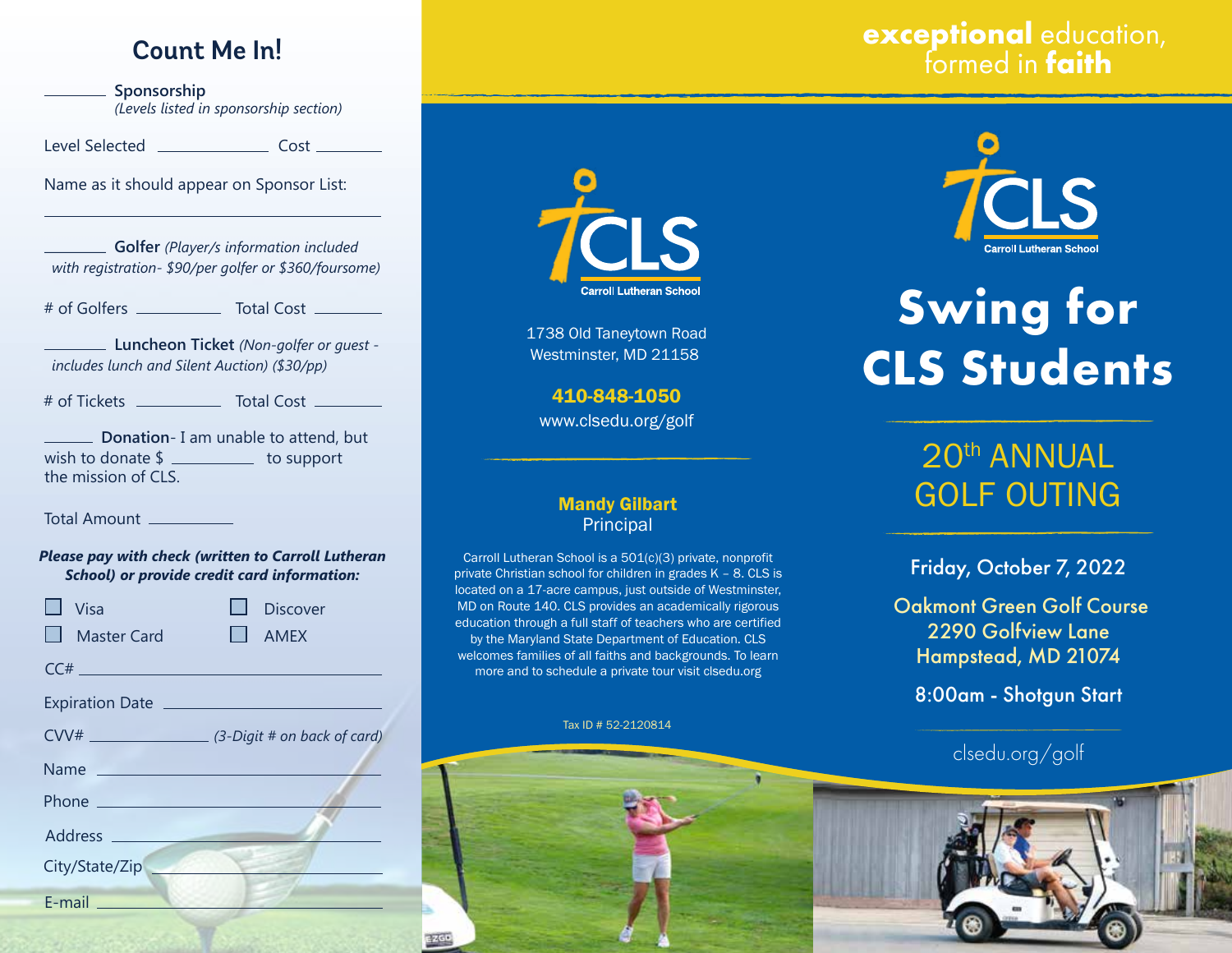## Count Me In!

\_\_\_\_\_\_\_\_ **Sponsorship**
*(Levels listed in sponsorship section)*

Level Selected \_\_\_\_\_\_\_\_\_\_\_\_\_\_ Cost \_\_\_\_\_\_\_\_

Name as it should appear on Sponsor List:

\_\_\_\_\_\_\_\_\_\_\_\_\_\_\_\_\_\_\_\_\_\_\_\_\_\_\_\_\_\_\_\_\_\_\_\_\_\_\_\_\_\_

\_\_\_\_\_\_\_\_ **Golfer** *(Player/s information included with registration- $90/per golfer or $360/foursome)*

\# of Golfers \_\_\_\_\_\_\_\_\_\_ Total Cost \_\_\_\_\_\_\_\_

\_\_\_\_\_\_\_\_ **Luncheon Ticket** *(Non-golfer or guest - includes lunch and Silent Auction) ($30/pp)*

\# of Tickets \_\_\_\_\_\_\_\_\_\_ Total Cost \_\_\_\_\_\_\_\_

\_\_\_\_\_\_\_\_ **Donation**- I am unable to attend, but wish to donate $ \_\_\_\_\_\_\_\_\_\_ to support the mission of CLS.

Total Amount \_\_\_\_\_\_\_\_\_\_

***Please pay with check (written to Carroll Lutheran School) or provide credit card information:***

- ☐ Visa
- ☐ Discover
- ☐ Master Card
- ☐ AMEX

CC# \_\_\_\_\_\_\_\_\_\_\_\_\_\_\_\_\_\_\_\_\_\_\_\_\_\_\_\_\_\_

Expiration Date \_\_\_\_\_\_\_\_\_\_\_\_\_\_\_\_\_\_\_\_\_\_\_\_

CVV# \_\_\_\_\_\_\_\_\_\_\_\_\_\_ *(3-Digit # on back of card)*

Name \_\_\_\_\_\_\_\_\_\_\_\_\_\_\_\_\_\_\_\_\_\_\_\_\_\_\_\_\_\_

Phone \_\_\_\_\_\_\_\_\_\_\_\_\_\_\_\_\_\_\_\_\_\_\_\_\_\_\_\_\_\_

Address \_\_\_\_\_\_\_\_\_\_\_\_\_\_\_\_\_\_\_\_\_\_\_\_\_\_\_\_\_\_

City/State/Zip \_\_\_\_\_\_\_\_\_\_\_\_\_\_\_\_\_\_\_\_\_\_\_\_\_\_\_\_\_\_

E-mail \_\_\_\_\_\_\_\_\_\_\_\_\_\_\_\_\_\_\_\_\_\_\_\_\_\_\_\_\_\_

---

CLS
Carroll Lutheran School

1738 Old Taneytown Road
Westminster, MD 21158

**410-848-1050**
www.clsedu.org/golf

**Mandy Gilbart**
Principal

Carroll Lutheran School is a 501(c)(3) private, nonprofit private Christian school for children in grades K – 8. CLS is located on a 17-acre campus, just outside of Westminster, MD on Route 140. CLS provides an academically rigorous education through a full staff of teachers who are certified by the Maryland State Department of Education. CLS welcomes families of all faiths and backgrounds. To learn more and to schedule a private tour visit clsedu.org

Tax ID # 52-2120814

---

**exceptional** education, formed in **faith**

CLS
Carroll Lutheran School

# Swing for CLS Students

## 20th ANNUAL GOLF OUTING

Friday, October 7, 2022

Oakmont Green Golf Course
2290 Golfview Lane
Hampstead, MD 21074

8:00am - Shotgun Start

clsedu.org/golf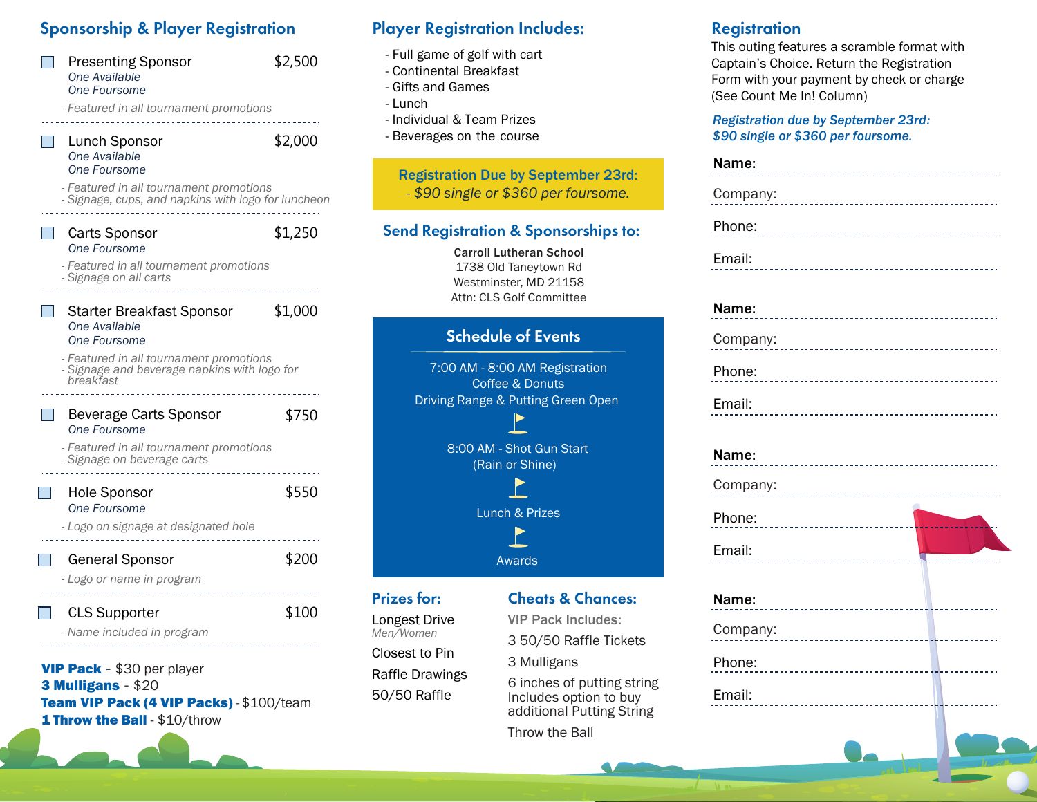## Sponsorship & Player Registration

☐ **Presenting Sponsor** — $2,500
*One Available*
*One Foursome*
- *Featured in all tournament promotions*

☐ **Lunch Sponsor** — $2,000
*One Available*
*One Foursome*
- *Featured in all tournament promotions*
- *Signage, cups, and napkins with logo for luncheon*

☐ **Carts Sponsor** — $1,250
*One Foursome*
- *Featured in all tournament promotions*
- *Signage on all carts*

☐ **Starter Breakfast Sponsor** — $1,000
*One Available*
*One Foursome*
- *Featured in all tournament promotions*
- *Signage and beverage napkins with logo for breakfast*

☐ **Beverage Carts Sponsor** — $750
*One Foursome*
- *Featured in all tournament promotions*
- *Signage on beverage carts*

☐ **Hole Sponsor** — $550
*One Foursome*
- *Logo on signage at designated hole*

☐ **General Sponsor** — $200
- *Logo or name in program*

☐ **CLS Supporter** — $100
- *Name included in program*

**VIP Pack** - $30 per player
**3 Mulligans** - $20
**Team VIP Pack (4 VIP Packs)** - $100/team
**1 Throw the Ball** - $10/throw

## Player Registration Includes:

- Full game of golf with cart
- Continental Breakfast
- Gifts and Games
- Lunch
- Individual & Team Prizes
- Beverages on the course

**Registration Due by September 23rd:**
*- $90 single or $360 per foursome.*

## Send Registration & Sponsorships to:

**Carroll Lutheran School**
1738 Old Taneytown Rd
Westminster, MD 21158
Attn: CLS Golf Committee

## Schedule of Events

7:00 AM - 8:00 AM Registration
Coffee & Donuts
Driving Range & Putting Green Open

8:00 AM - Shot Gun Start
(Rain or Shine)

Lunch & Prizes

Awards

## Prizes for:

Longest Drive
*Men/Women*
Closest to Pin
Raffle Drawings
50/50 Raffle

## Cheats & Chances:

**VIP Pack Includes:**

3 50/50 Raffle Tickets

3 Mulligans

6 inches of putting string
Includes option to buy additional Putting String

Throw the Ball

## Registration

This outing features a scramble format with Captain's Choice. Return the Registration Form with your payment by check or charge (See Count Me In! Column)

***Registration due by September 23rd: $90 single or $360 per foursome.***

**Name:**
Company:
Phone:
Email:

**Name:**
Company:
Phone:
Email:

**Name:**
Company:
Phone:
Email:

**Name:**
Company:
Phone:
Email: